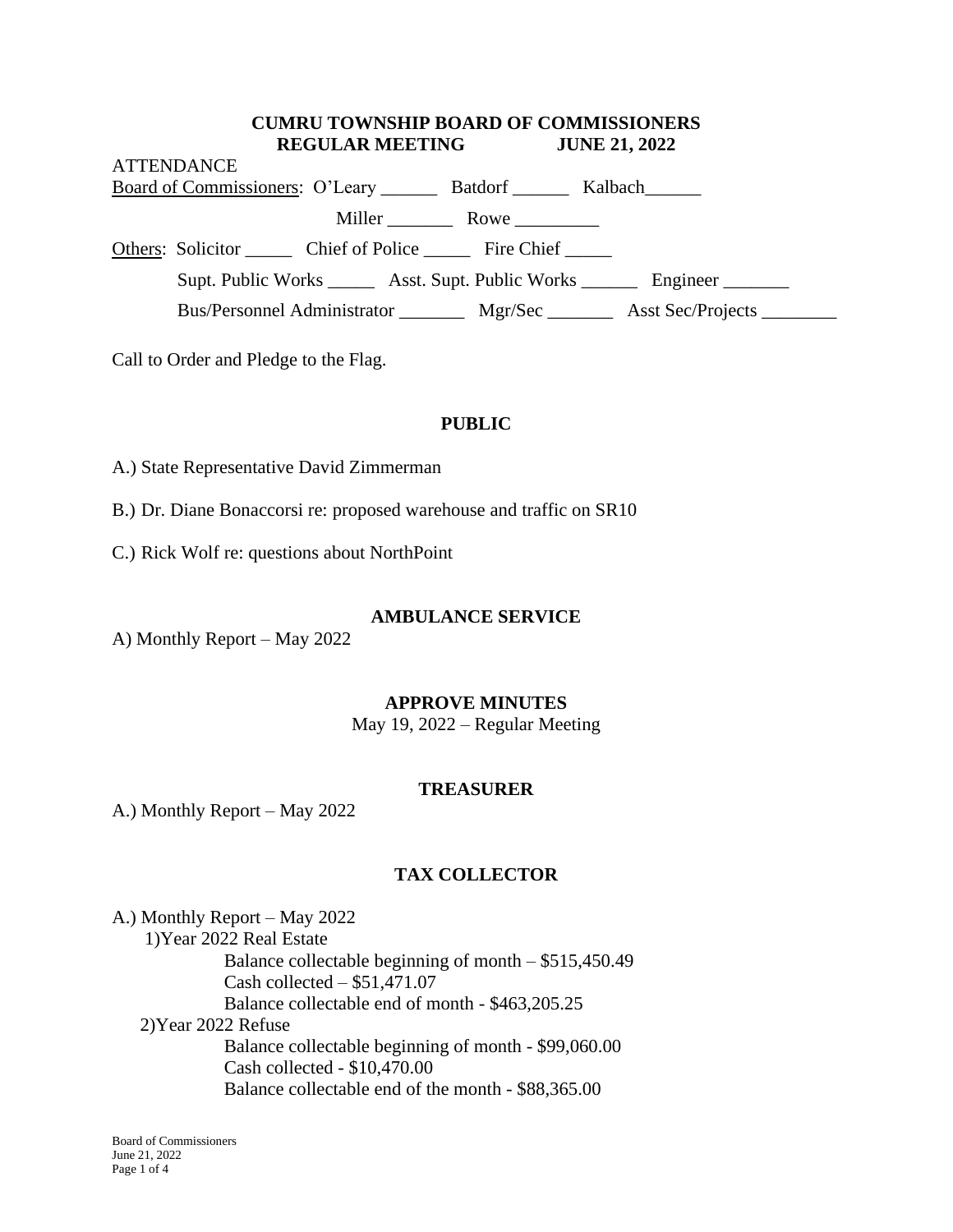# CUMRU TOWNSHIP BOARD OF COMMISSIONERS
## REGULAR MEETING JUNE 21, 2022

ATTENDANCE

Board of Commissioners: O'Leary ______ Batdorf ______ Kalbach______

Miller _______ Rowe _________

Others: Solicitor _____ Chief of Police _____ Fire Chief _____

Supt. Public Works _____ Asst. Supt. Public Works ______ Engineer _______

Bus/Personnel Administrator _______ Mgr/Sec _______ Asst Sec/Projects ________

Call to Order and Pledge to the Flag.

### PUBLIC

A.) State Representative David Zimmerman

B.) Dr. Diane Bonaccorsi re: proposed warehouse and traffic on SR10

C.) Rick Wolf re: questions about NorthPoint

### AMBULANCE SERVICE

A) Monthly Report – May 2022

### APPROVE MINUTES

May 19, 2022 – Regular Meeting

### TREASURER

A.) Monthly Report – May 2022

### TAX COLLECTOR

A.) Monthly Report – May 2022
1) Year 2022 Real Estate
   - Balance collectable beginning of month – $515,450.49
   - Cash collected – $51,471.07
   - Balance collectable end of month - $463,205.25
2) Year 2022 Refuse
   - Balance collectable beginning of month - $99,060.00
   - Cash collected - $10,470.00
   - Balance collectable end of the month - $88,365.00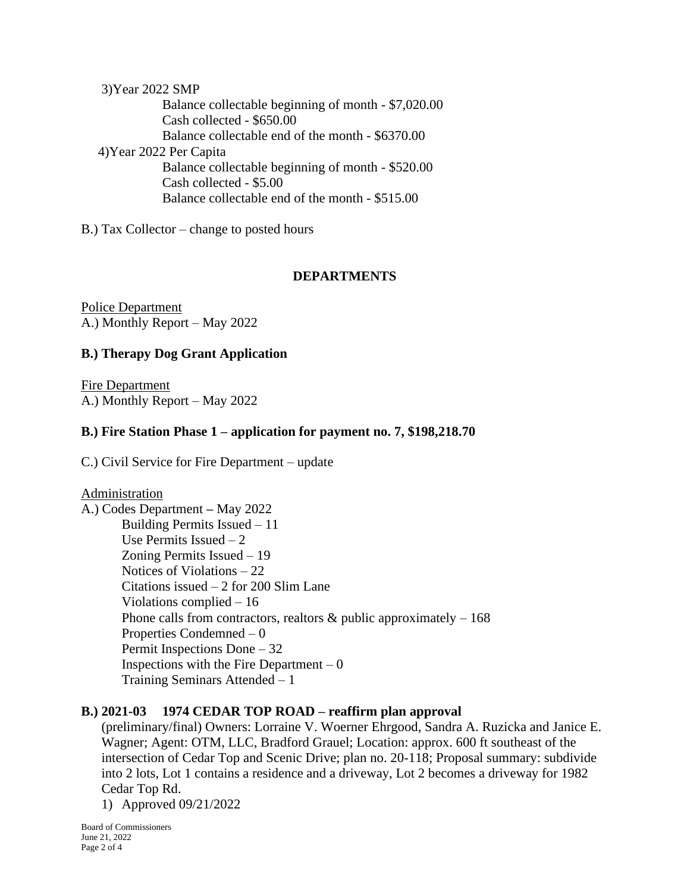3)Year 2022 SMP

Balance collectable beginning of month - $7,020.00
Cash collected - $650.00
Balance collectable end of the month - $6370.00

4)Year 2022 Per Capita

Balance collectable beginning of month - $520.00
Cash collected - $5.00
Balance collectable end of the month - $515.00

B.) Tax Collector – change to posted hours

## DEPARTMENTS

Police Department

A.) Monthly Report – May 2022

**B.) Therapy Dog Grant Application**

Fire Department

A.) Monthly Report – May 2022

**B.) Fire Station Phase 1 – application for payment no. 7, $198,218.70**

C.) Civil Service for Fire Department – update

Administration

A.) Codes Department – May 2022

Building Permits Issued – 11
Use Permits Issued – 2
Zoning Permits Issued – 19
Notices of Violations – 22
Citations issued – 2 for 200 Slim Lane
Violations complied – 16
Phone calls from contractors, realtors & public approximately – 168
Properties Condemned – 0
Permit Inspections Done – 32
Inspections with the Fire Department – 0
Training Seminars Attended – 1

**B.) 2021-03 1974 CEDAR TOP ROAD – reaffirm plan approval**

(preliminary/final) Owners: Lorraine V. Woerner Ehrgood, Sandra A. Ruzicka and Janice E. Wagner; Agent: OTM, LLC, Bradford Grauel; Location: approx. 600 ft southeast of the intersection of Cedar Top and Scenic Drive; plan no. 20-118; Proposal summary: subdivide into 2 lots, Lot 1 contains a residence and a driveway, Lot 2 becomes a driveway for 1982 Cedar Top Rd.

1) Approved 09/21/2022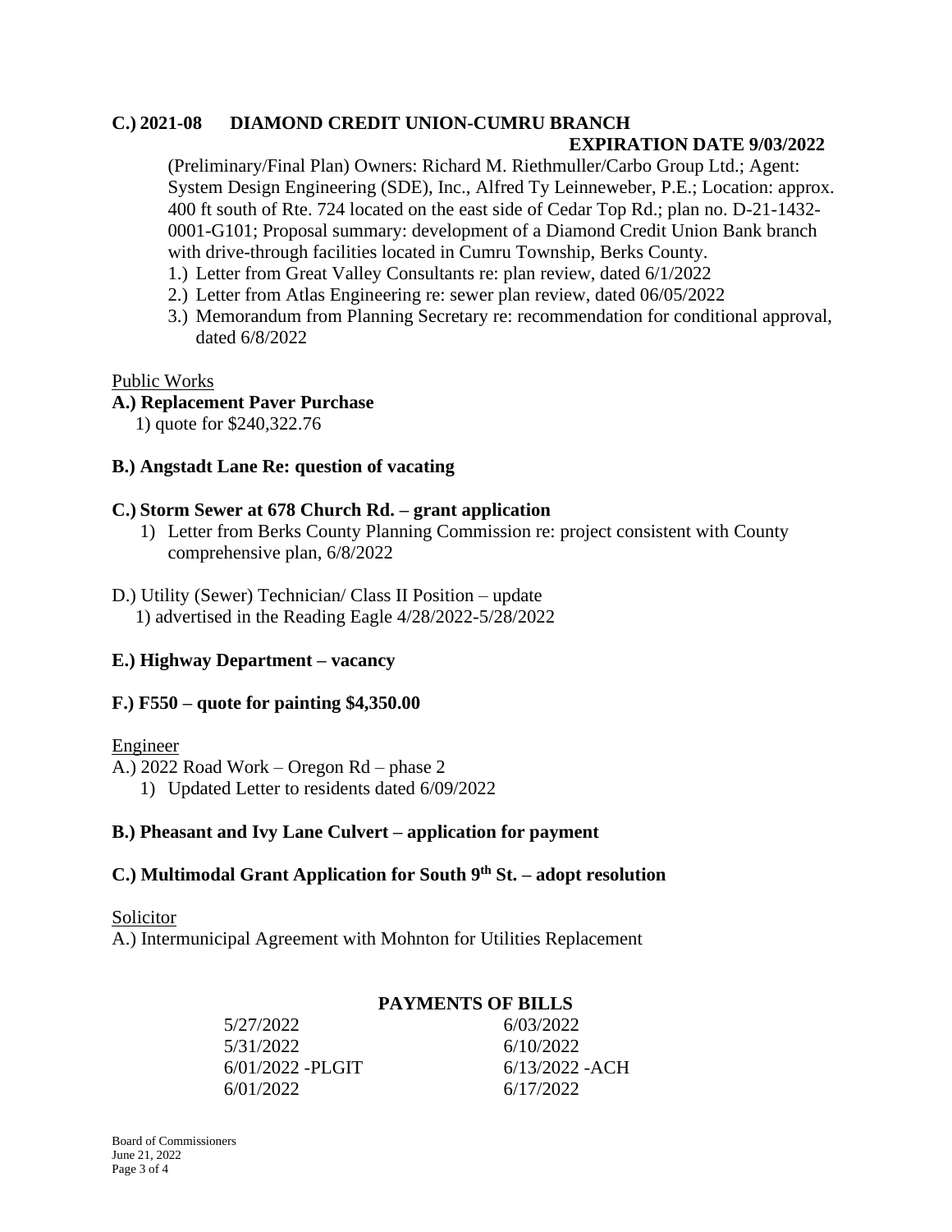**C.) 2021-08 DIAMOND CREDIT UNION-CUMRU BRANCH**

**EXPIRATION DATE 9/03/2022**

(Preliminary/Final Plan) Owners: Richard M. Riethmuller/Carbo Group Ltd.; Agent: System Design Engineering (SDE), Inc., Alfred Ty Leinneweber, P.E.; Location: approx. 400 ft south of Rte. 724 located on the east side of Cedar Top Rd.; plan no. D-21-1432-0001-G101; Proposal summary: development of a Diamond Credit Union Bank branch with drive-through facilities located in Cumru Township, Berks County.

1.) Letter from Great Valley Consultants re: plan review, dated 6/1/2022
2.) Letter from Atlas Engineering re: sewer plan review, dated 06/05/2022
3.) Memorandum from Planning Secretary re: recommendation for conditional approval, dated 6/8/2022

Public Works

**A.) Replacement Paver Purchase**

1) quote for $240,322.76

**B.) Angstadt Lane Re: question of vacating**

**C.) Storm Sewer at 678 Church Rd. – grant application**

1) Letter from Berks County Planning Commission re: project consistent with County comprehensive plan, 6/8/2022

D.) Utility (Sewer) Technician/ Class II Position – update

1) advertised in the Reading Eagle 4/28/2022-5/28/2022

**E.) Highway Department – vacancy**

**F.) F550 – quote for painting $4,350.00**

Engineer

A.) 2022 Road Work – Oregon Rd – phase 2

1) Updated Letter to residents dated 6/09/2022

**B.) Pheasant and Ivy Lane Culvert – application for payment**

**C.) Multimodal Grant Application for South 9th St. – adopt resolution**

Solicitor

A.) Intermunicipal Agreement with Mohnton for Utilities Replacement

**PAYMENTS OF BILLS**

| | |
|---|---|
| 5/27/2022 | 6/03/2022 |
| 5/31/2022 | 6/10/2022 |
| 6/01/2022 -PLGIT | 6/13/2022 -ACH |
| 6/01/2022 | 6/17/2022 |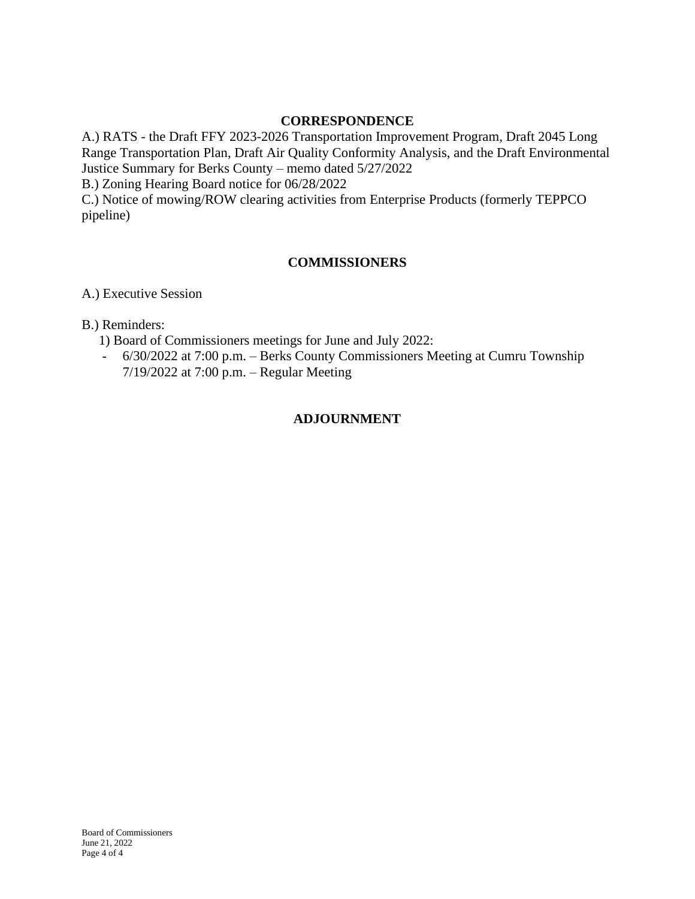## CORRESPONDENCE

A.) RATS - the Draft FFY 2023-2026 Transportation Improvement Program, Draft 2045 Long Range Transportation Plan, Draft Air Quality Conformity Analysis, and the Draft Environmental Justice Summary for Berks County – memo dated 5/27/2022

B.) Zoning Hearing Board notice for 06/28/2022

C.) Notice of mowing/ROW clearing activities from Enterprise Products (formerly TEPPCO pipeline)

## COMMISSIONERS

A.) Executive Session

B.) Reminders:

1) Board of Commissioners meetings for June and July 2022:

- 6/30/2022 at 7:00 p.m. – Berks County Commissioners Meeting at Cumru Township
  7/19/2022 at 7:00 p.m. – Regular Meeting

## ADJOURNMENT